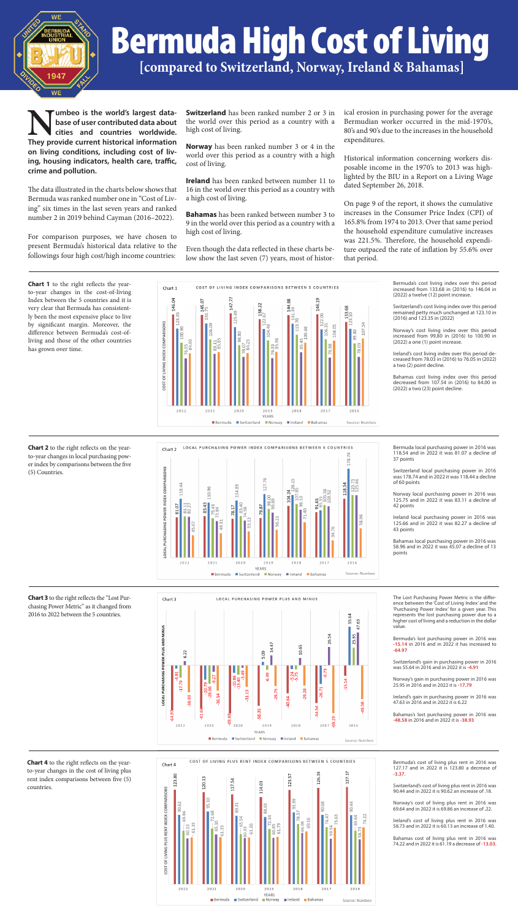# Bermuda High Cost of Living

## [compared to Switzerland, Norway, Ireland & Bahamas]

**Numbeo is the world's largest database of user contributed data about cities and countries worldwide. They provide current historical information on living conditions, including cost of living, housing indicators, health care, traffic, crime and pollution.**

The data illustrated in the charts below shows that Bermuda was ranked number one in "Cost of Living" six times in the last seven years and ranked number 2 in 2019 behind Cayman (2016–2022).

For comparison purposes, we have chosen to present Bermuda's historical data relative to the followings four high cost/high income countries:

**Switzerland** has been ranked number 2 or 3 in the world over this period as a country with a high cost of living.

**Norway** has been ranked number 3 or 4 in the world over this period as a country with a high cost of living.

**Ireland** has been ranked between number 11 to 16 in the world over this period as a country with a high cost of living.

**Bahamas** has been ranked between number 3 to 9 in the world over this period as a country with a high cost of living.

Even though the data reflected in these charts below show the last seven (7) years, most of historical erosion in purchasing power for the average Bermudian worker occurred in the mid-1970's, 80's and 90's due to the increases in the household expenditures.

Historical information concerning workers disposable income in the 1970's to 2013 was highlighted by the BIU in a Report on a Living Wage dated September 26, 2018.

On page 9 of the report, it shows the cumulative increases in the Consumer Price Index (CPI) of 165.8% from 1974 to 2013. Over that same period the household expenditure cumulative increases was 221.5%. Therefore, the household expenditure outpaced the rate of inflation by 55.6% over that period.

---

**Chart 1** to the right reflects the year-to-year changes in the cost-of-living Index between the 5 countries and it is very clear that Bermuda has consistently been the most expensive place to live by significant margin. Moreover, the difference between Bermuda's cost-of-living and those of the other countries has grown over time.

Chart 1 — COST OF LIVING INDEX COMPARISONS BETWEEN 5 COUNTRIES

| Year | Bermuda | Switzerland | Norway | Ireland | Bahamas |
|---|---|---|---|---|---|
| 2022 | 146.04 | 123.35 | 100.90 | 76.05 | 84.00 |
| 2021 | 145.07 | 131.75 | 106.09 | 83.11 | 85.85 |
| 2020 | 147.77 | 125.69 | 96.80 | 78.07 | 81.25 |
| 2019 | 138.22 | 122.42 | 104.49 | 76.33 | 85.96 |
| 2018 | 144.88 | 131.39 | 113.70 | 85.45 | 100.68 |
| 2017 | 146.19 | 122.06 | 106.51 | 76.98 | 104.05 |
| 2016 | 133.68 | 123.10 | 99.80 | 78.03 | 107.54 |

Source: Numbeo

Bermuda's cost living index over this period increased from 133.68 in (2016) to 146.04 in (2022) a twelve (12) point increase.

Switzerland's cost living index over this period remained petty much unchanged at 123.10 in (2016) and 123.35 in (2022)

Norway's cost living index over this period increased from 99.80 in (2016) to 100.90 in (2022) a one (1) point increase.

Ireland's cost living index over this period decreased from 78.03 in (2016) to 76.05 in (2022) a two (2) point decline.

Bahamas cost living index over this period decreased from 107.54 in (2016) to 84.00 in (2022) a two (23) point decline.

---

**Chart 2** to the right reflects on the year-to-year changes in local purchasing power index by comparisons between the five (5) Countries.

Chart 2 — LOCAL PURCHASING POWER INDEX COMPARISONS BETWEEN 5 COUNTRIES

| Year | Bermuda | Switzerland | Norway | Ireland | Bahamas |
|---|---|---|---|---|---|
| 2022 | 81.07 | 118.44 | 83.11 | 82.27 | 45.07 |
| 2021 | 83.43 | 110.96 | 79.43 | 73.84 | 38.98 |
| 2020 | 78.17 | 114.83 | 83.40 | 74.58 | 53.12 |
| 2019 | 79.87 | 127.76 | 98.00 | 90.69 | 56.21 |
| 2018 | 104.24 | 126.15 | 107.95 | 96.10 | 71.40 |
| 2017 | 91.65 | 118.58 | 95.76 | 102.52 | 34.76 |
| 2016 | 118.54 | 178.74 | 125.75 | 125.66 | 58.96 |

Source: Numbeo

Bermuda local purchasing power in 2016 was 118.54 and in 2022 it was 81.07 a decline of 37 points

Switzerland local purchasing power in 2016 was 178.74 and in 2022 it was 118.44 a decline of 60 points

Norway local purchasing power in 2016 was 125.75 and in 2022 it was 83.11 a decline of 42 points

Ireland local purchasing power in 2016 was 125.66 and in 2022 it was 82.27 a decline of 43 points

Bahamas local purchasing power in 2016 was 58.96 and in 2022 it was 45.07 a decline of 13 points

---

**Chart 3** to the right reflects the "Lost Purchasing Power Metric" as it changed from 2016 to 2022 between the 5 countries.

Chart 3 — LOCAL PURCHASING POWER PLUS AND MINUS

| Year | Bermuda | Switzerland | Norway | Ireland | Bahamas |
|---|---|---|---|---|---|
| 2022 | -64.97 | -4.91 | -17.79 | 6.22 | -38.93 |
| 2021 | -61.64 | -20.79 | -26.66 | -9.27 | -36.54 |
| 2020 | -69.60 | -10.86 | -13.40 | -3.49 | -31.13 |
| 2019 | -58.35 | 5.09 | -6.49 | 14.47 | -29.75 |
| 2018 | -40.64 | -5.24 | -5.75 | 10.65 | -29.28 |
| 2017 | -54.54 | -26.71 | -9.73 | 26.54 | -69.29 |
| 2016 | -15.14 | 55.64 | 23.95 | 47.63 | -48.58 |

Source: Numbeo

The Lost Purchasing Power Metric is the difference between the 'Cost of Living Index' and the 'Purchasing Power Index' for a given year. This represents the lost purchasing power due to a higher cost of living and a reduction in the dollar value.

Bermuda's lost purchasing power in 2016 was **-15.14** in 2016 and in 2022 it has increased to **-64.97**

Switzerland's gain in purchasing power in 2016 was 55.64 in 2016 and in 2022 it is **-4.91**

Norway's gain in purchasing power in 2016 was 25.95 in 2016 and in 2022 it is **-17.79**

Ireland's gain in purchasing power in 2016 was 47.63 in 2016 and in 2022 it is 6.22

Bahamas's lost purchasing power in 2016 was **-48.58** in 2016 and in 2022 it is **-38.93**

---

**Chart 4** to the right reflects on the year-to-year changes in the cost of living plus rent index comparisons between five (5) countries.

Chart 4 — COST OF LIVING PLUS RENT INDEX COMPARISONS BETWEEN 5 COUNTRIES

| Year | Bermuda | Switzerland | Norway | Ireland | Bahamas |
|---|---|---|---|---|---|
| 2022 | 123.80 | 90.62 | 69.86 | 60.13 | 61.19 |
| 2021 | 120.13 | 95.10 | 72.68 | 65.10 | 63.33 |
| 2020 | 117.54 | 89.41 | 65.54 | 60.33 | 61.26 |
| 2019 | 114.03 | 88.03 | 72.34 | 60.85 | 61.79 |
| 2018 | 123.57 | 93.99 | 78.57 | 66.98 | 69.16 |
| 2017 | 126.34 | 90.68 | 74.47 | 59.56 | 73.63 |
| 2016 | 127.17 | 90.44 | 69.64 | 58.73 | 74.22 |

Source: Numbeo

Bermuda's cost of living plus rent in 2016 was 127.17 and in 2022 it is 123.80 a decrease of **-3.37**.

Switzerland's cost of living plus rent in 2016 was 90.44 and in 2022 it is 90.62 an increase of .18.

Norway's cost of living plus rent in 2016 was 69.64 and in 2022 it is 69.86 an increase of .22.

Ireland's cost of living plus rent in 2016 was 58.73 and in 2022 it is 60.13 an increase of 1.40.

Bahamas cost of living plus rent in 2016 was 74.22 and in 2022 it is 61.19 a decrease of **-13.03**.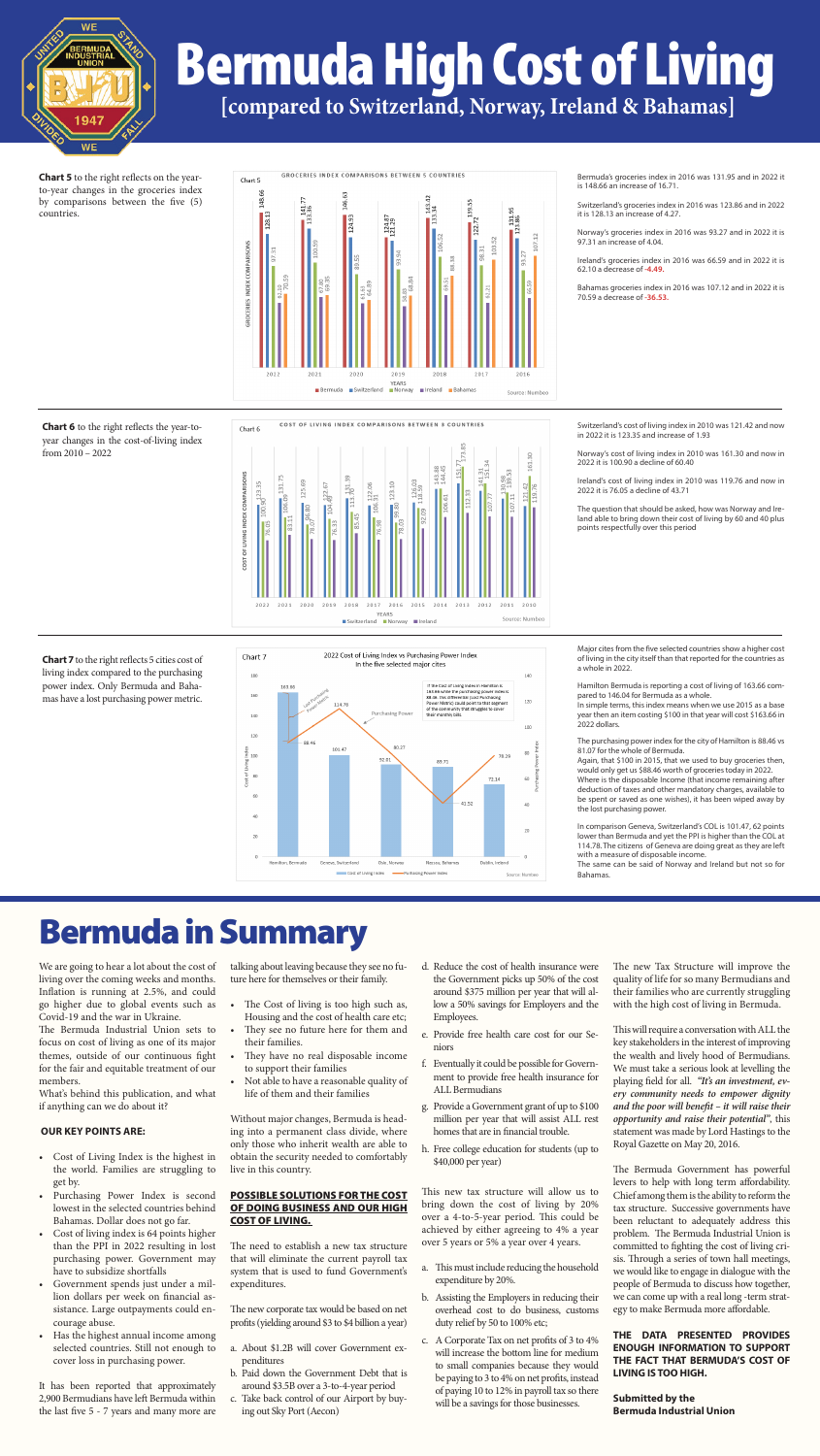# Bermuda High Cost of Living

## [compared to Switzerland, Norway, Ireland & Bahamas]

**Chart 5** to the right reflects on the year-to-year changes in the groceries index by comparisons between the five (5) countries.

Chart 5
GROCERIES INDEX COMPARISONS BETWEEN 5 COUNTRIES
GROCERIES INDEX COMPARISONS
YEARS
Bermuda Switzerland Norway Ireland Bahamas
Source: Numbeo

Bermuda's groceries index in 2016 was 131.95 and in 2022 it is 148.66 an increase of 16.71.

Switzerland's groceries index in 2016 was 123.86 and in 2022 it is 128.13 an increase of 4.27.

Norway's groceries index in 2016 was 93.27 and in 2022 it is 97.31 an increase of 4.04.

Ireland's groceries index in 2016 was 66.59 and in 2022 it is 62.10 a decrease of -4.49.

Bahamas groceries index in 2016 was 107.12 and in 2022 it is 70.59 a decrease of -36.53.

**Chart 6** to the right reflects the year-to-year changes in the cost-of-living index from 2010 – 2022

Chart 6
COST OF LIVING INDEX COMPARISONS BETWEEN 3 COUNTRIES
COST OF LIVING INDEX COMPARISONS
YEARS
Switzerland Norway Ireland
Source: Numbeo

Switzerland's cost of living index in 2010 was 121.42 and now in 2022 it is 123.35 and increase of 1.93

Norway's cost of living index in 2010 was 161.30 and now in 2022 it is 100.90 a decline of 60.40

Ireland's cost of living index in 2010 was 119.76 and now in 2022 it is 76.05 a decline of 43.71

The question that should be asked, how was Norway and Ireland able to bring down their cost of living by 60 and 40 plus points respectfully over this period

**Chart 7** to the right reflects 5 cities cost of living index compared to the purchasing power index. Only Bermuda and Bahamas have a lost purchasing power metric.

Chart 7
2022 Cost of Living Index vs Purchasing Power Index
In the five selected major cities
Lost Purchasing Power Metric
Purchasing Power
If the Cost of Living Index in Hamilton is 163.66 while the purchasing power index is 88.46. The differential (Lost Purchasing Power Metric) could point to that segment of the community that struggles to cover their monthly bills.
Cost of Living Index
Purchasing Power Index
Hamilton, Bermuda
Geneva, Switzerland
Oslo, Norway
Nassau, Bahamas
Dublin, Ireland
Source: Numbeo

Major cites from the five selected countries show a higher cost of living in the city itself than that reported for the countries as a whole in 2022.

Hamilton Bermuda is reporting a cost of living of 163.66 compared to 146.04 for Bermuda as a whole.
In simple terms, this index means when we use 2015 as a base year then an item costing $100 in that year will cost $163.66 in 2022 dollars.

The purchasing power index for the city of Hamilton is 88.46 vs 81.07 for the whole of Bermuda.
Again, that $100 in 2015, that we used to buy groceries then, would only get us $88.46 worth of groceries today in 2022.
Where is the disposable Income (that income remaining after deduction of taxes and other mandatory charges, available to be spent or saved as one wishes), it has been wiped away by the lost purchasing power.

In comparison Geneva, Switzerland's COL is 101.47, 62 points lower than Bermuda and yet the PPI is higher than the COL at 114.78. The citizens of Geneva are doing great as they are left with a measure of disposable income.
The same can be said of Norway and Ireland but not so for Bahamas.

# Bermuda in Summary

We are going to hear a lot about the cost of living over the coming weeks and months. Inflation is running at 2.5%, and could go higher due to global events such as Covid-19 and the war in Ukraine.
The Bermuda Industrial Union sets to focus on cost of living as one of its major themes, outside of our continuous fight for the fair and equitable treatment of our members.
What's behind this publication, and what if anything can we do about it?

### OUR KEY POINTS ARE:

- Cost of Living Index is the highest in the world. Families are struggling to get by.
- Purchasing Power Index is second lowest in the selected countries behind Bahamas. Dollar does not go far.
- Cost of living index is 64 points higher than the PPI in 2022 resulting in lost purchasing power. Government may have to subsidize shortfalls
- Government spends just under a million dollars per week on financial assistance. Large outpayments could encourage abuse.
- Has the highest annual income among selected countries. Still not enough to cover loss in purchasing power.

It has been reported that approximately 2,900 Bermudians have left Bermuda within the last five 5 - 7 years and many more are talking about leaving because they see no future here for themselves or their family.

- The Cost of living is too high such as, Housing and the cost of health care etc;
- They see no future here for them and their families.
- They have no real disposable income to support their families
- Not able to have a reasonable quality of life of them and their families

Without major changes, Bermuda is heading into a permanent class divide, where only those who inherit wealth are able to obtain the security needed to comfortably live in this country.

### POSSIBLE SOLUTIONS FOR THE COST OF DOING BUSINESS AND OUR HIGH COST OF LIVING.

The need to establish a new tax structure that will eliminate the current payroll tax system that is used to fund Government's expenditures.

The new corporate tax would be based on net profits (yielding around $3 to $4 billion a year)

a. About $1.2B will cover Government expenditures
b. Paid down the Government Debt that is around $3.5B over a 3-to-4-year period
c. Take back control of our Airport by buying out Sky Port (Aecon)
d. Reduce the cost of health insurance were the Government picks up 50% of the cost around $375 million per year that will allow a 50% savings for Employers and the Employees.
e. Provide free health care cost for our Seniors
f. Eventually it could be possible for Government to provide free health insurance for ALL Bermudians
g. Provide a Government grant of up to $100 million per year that will assist ALL rest homes that are in financial trouble.
h. Free college education for students (up to $40,000 per year)

This new tax structure will allow us to bring down the cost of living by 20% over a 4-to-5-year period. This could be achieved by either agreeing to 4% a year over 5 years or 5% a year over 4 years.

a. This must include reducing the household expenditure by 20%.
b. Assisting the Employers in reducing their overhead cost to do business, customs duty relief by 50 to 100% etc;
c. A Corporate Tax on net profits of 3 to 4% will increase the bottom line for medium to small companies because they would be paying to 3 to 4% on net profits, instead of paying 10 to 12% in payroll tax so there will be a savings for those businesses.

The new Tax Structure will improve the quality of life for so many Bermudians and their families who are currently struggling with the high cost of living in Bermuda.

This will require a conversation with ALL the key stakeholders in the interest of improving the wealth and lively hood of Bermudians. We must take a serious look at levelling the playing field for all. ***"It's an investment, every community needs to empower dignity and the poor will benefit – it will raise their opportunity and raise their potential"***, this statement was made by Lord Hastings to the Royal Gazette on May 20, 2016.

The Bermuda Government has powerful levers to help with long term affordability. Chief among them is the ability to reform the tax structure. Successive governments have been reluctant to adequately address this problem. The Bermuda Industrial Union is committed to fighting the cost of living crisis. Through a series of town hall meetings, we would like to engage in dialogue with the people of Bermuda to discuss how together, we can come up with a real long -term strategy to make Bermuda more affordable.

**THE DATA PRESENTED PROVIDES ENOUGH INFORMATION TO SUPPORT THE FACT THAT BERMUDA'S COST OF LIVING IS TOO HIGH.**

**Submitted by the Bermuda Industrial Union**